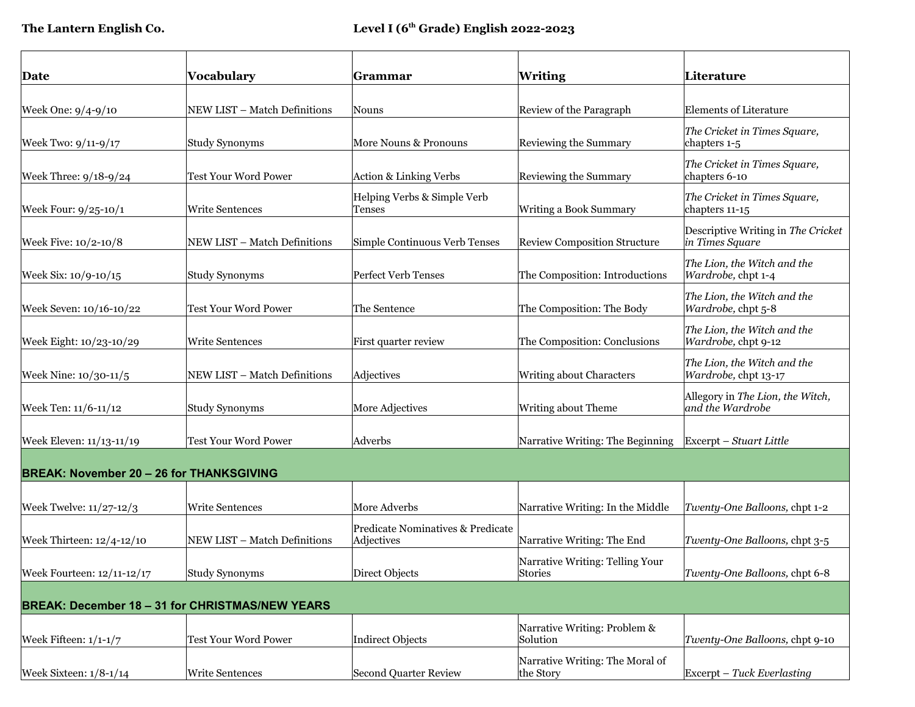**The Lantern English Co.** **Level I (6th Grade) English 2022-2023**

| Date | Vocabulary | Grammar | Writing | Literature |
|---|---|---|---|---|
| Week One: 9/4-9/10 | NEW LIST – Match Definitions | Nouns | Review of the Paragraph | Elements of Literature |
| Week Two: 9/11-9/17 | Study Synonyms | More Nouns & Pronouns | Reviewing the Summary | *The Cricket in Times Square,* chapters 1-5 |
| Week Three: 9/18-9/24 | Test Your Word Power | Action & Linking Verbs | Reviewing the Summary | *The Cricket in Times Square,* chapters 6-10 |
| Week Four: 9/25-10/1 | Write Sentences | Helping Verbs & Simple Verb Tenses | Writing a Book Summary | *The Cricket in Times Square,* chapters 11-15 |
| Week Five: 10/2-10/8 | NEW LIST – Match Definitions | Simple Continuous Verb Tenses | Review Composition Structure | Descriptive Writing in *The Cricket in Times Square* |
| Week Six: 10/9-10/15 | Study Synonyms | Perfect Verb Tenses | The Composition: Introductions | *The Lion, the Witch and the Wardrobe,* chpt 1-4 |
| Week Seven: 10/16-10/22 | Test Your Word Power | The Sentence | The Composition: The Body | *The Lion, the Witch and the Wardrobe,* chpt 5-8 |
| Week Eight: 10/23-10/29 | Write Sentences | First quarter review | The Composition: Conclusions | *The Lion, the Witch and the Wardrobe,* chpt 9-12 |
| Week Nine: 10/30-11/5 | NEW LIST – Match Definitions | Adjectives | Writing about Characters | *The Lion, the Witch and the Wardrobe,* chpt 13-17 |
| Week Ten: 11/6-11/12 | Study Synonyms | More Adjectives | Writing about Theme | Allegory in *The Lion, the Witch, and the Wardrobe* |
| Week Eleven: 11/13-11/19 | Test Your Word Power | Adverbs | Narrative Writing: The Beginning | Excerpt – *Stuart Little* |
| **BREAK: November 20 – 26 for THANKSGIVING** | | | | |
| Week Twelve: 11/27-12/3 | Write Sentences | More Adverbs | Narrative Writing: In the Middle | *Twenty-One Balloons,* chpt 1-2 |
| Week Thirteen: 12/4-12/10 | NEW LIST – Match Definitions | Predicate Nominatives & Predicate Adjectives | Narrative Writing: The End | *Twenty-One Balloons,* chpt 3-5 |
| Week Fourteen: 12/11-12/17 | Study Synonyms | Direct Objects | Narrative Writing: Telling Your Stories | *Twenty-One Balloons,* chpt 6-8 |
| **BREAK: December 18 – 31 for CHRISTMAS/NEW YEARS** | | | | |
| Week Fifteen: 1/1-1/7 | Test Your Word Power | Indirect Objects | Narrative Writing: Problem & Solution | *Twenty-One Balloons,* chpt 9-10 |
| Week Sixteen: 1/8-1/14 | Write Sentences | Second Quarter Review | Narrative Writing: The Moral of the Story | Excerpt – *Tuck Everlasting* |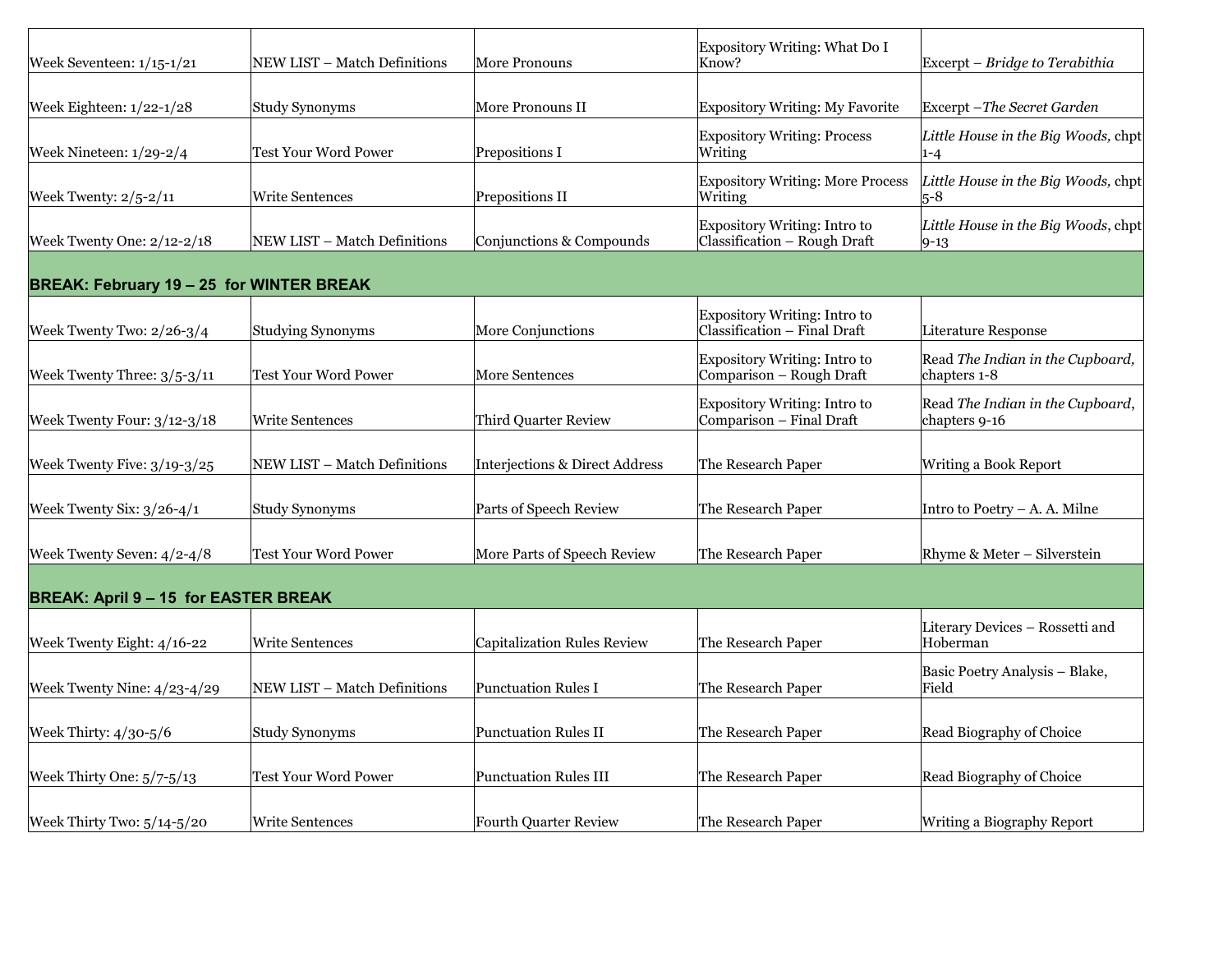| | | | | |
|---|---|---|---|---|
| Week Seventeen: 1/15-1/21 | NEW LIST – Match Definitions | More Pronouns | Expository Writing: What Do I Know? | Excerpt – *Bridge to Terabithia* |
| Week Eighteen: 1/22-1/28 | Study Synonyms | More Pronouns II | Expository Writing: My Favorite | Excerpt –*The Secret Garden* |
| Week Nineteen: 1/29-2/4 | Test Your Word Power | Prepositions I | Expository Writing: Process Writing | *Little House in the Big Woods,* chpt 1-4 |
| Week Twenty: 2/5-2/11 | Write Sentences | Prepositions II | Expository Writing: More Process Writing | *Little House in the Big Woods,* chpt 5-8 |
| Week Twenty One: 2/12-2/18 | NEW LIST – Match Definitions | Conjunctions & Compounds | Expository Writing: Intro to Classification – Rough Draft | *Little House in the Big Woods*, chpt 9-13 |
| **BREAK: February 19 – 25 for WINTER BREAK** | | | | |
| Week Twenty Two: 2/26-3/4 | Studying Synonyms | More Conjunctions | Expository Writing: Intro to Classification – Final Draft | Literature Response |
| Week Twenty Three: 3/5-3/11 | Test Your Word Power | More Sentences | Expository Writing: Intro to Comparison – Rough Draft | Read *The Indian in the Cupboard,* chapters 1-8 |
| Week Twenty Four: 3/12-3/18 | Write Sentences | Third Quarter Review | Expository Writing: Intro to Comparison – Final Draft | Read *The Indian in the Cupboard*, chapters 9-16 |
| Week Twenty Five: 3/19-3/25 | NEW LIST – Match Definitions | Interjections & Direct Address | The Research Paper | Writing a Book Report |
| Week Twenty Six: 3/26-4/1 | Study Synonyms | Parts of Speech Review | The Research Paper | Intro to Poetry – A. A. Milne |
| Week Twenty Seven: 4/2-4/8 | Test Your Word Power | More Parts of Speech Review | The Research Paper | Rhyme & Meter – Silverstein |
| **BREAK: April 9 – 15 for EASTER BREAK** | | | | |
| Week Twenty Eight: 4/16-22 | Write Sentences | Capitalization Rules Review | The Research Paper | Literary Devices – Rossetti and Hoberman |
| Week Twenty Nine: 4/23-4/29 | NEW LIST – Match Definitions | Punctuation Rules I | The Research Paper | Basic Poetry Analysis – Blake, Field |
| Week Thirty: 4/30-5/6 | Study Synonyms | Punctuation Rules II | The Research Paper | Read Biography of Choice |
| Week Thirty One: 5/7-5/13 | Test Your Word Power | Punctuation Rules III | The Research Paper | Read Biography of Choice |
| Week Thirty Two: 5/14-5/20 | Write Sentences | Fourth Quarter Review | The Research Paper | Writing a Biography Report |